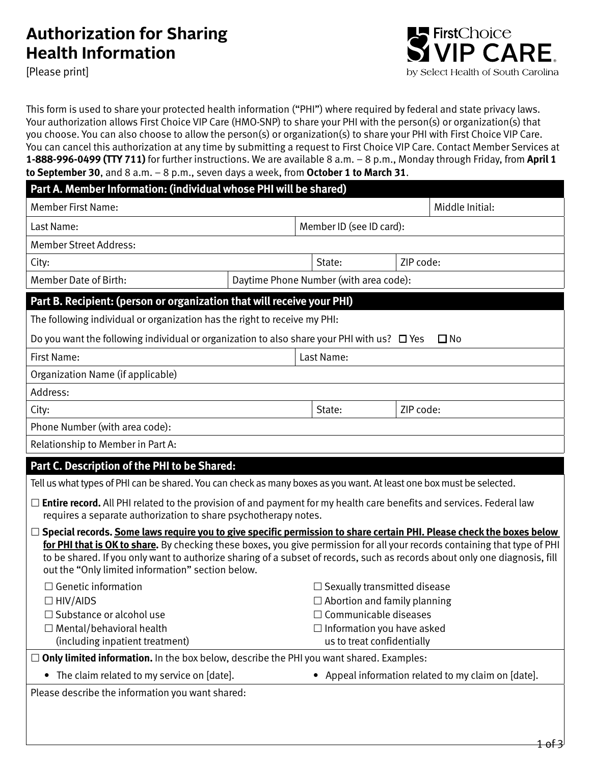# Authorization for Sharing Health Information

[Please print]

This form is used to share your protected health information ("PHI") where required by federal and state privacy laws. Your authorization allows First Choice VIP Care (HMO-SNP) to share your PHI with the person(s) or organization(s) that you choose. You can also choose to allow the person(s) or organization(s) to share your PHI with First Choice VIP Care. You can cancel this authorization at any time by submitting a request to First Choice VIP Care. Contact Member Services at **1-888-996-0499 (TTY 711)** for further instructions. We are available 8 a.m. – 8 p.m., Monday through Friday, from **April 1 to September 30**, and 8 a.m. – 8 p.m., seven days a week, from **October 1 to March 31**.

## Part A. Member Information: (individual whose PHI will be shared)

| | | | |
|---|---|---|---|
| Member First Name: | | | Middle Initial: |
| Last Name: | | Member ID (see ID card): | |
| Member Street Address: | | | |
| City: | | State: | ZIP code: |
| Member Date of Birth: | Daytime Phone Number (with area code): | | |

## Part B. Recipient: (person or organization that will receive your PHI)

The following individual or organization has the right to receive my PHI:

Do you want the following individual or organization to also share your PHI with us? ☐ Yes ☐ No

| | | |
|---|---|---|
| First Name: | Last Name: | |
| Organization Name (if applicable) | | |
| Address: | | |
| City: | State: | ZIP code: |
| Phone Number (with area code): | | |
| Relationship to Member in Part A: | | |

## Part C. Description of the PHI to be Shared:

Tell us what types of PHI can be shared. You can check as many boxes as you want. At least one box must be selected.

☐ **Entire record.** All PHI related to the provision of and payment for my health care benefits and services. Federal law requires a separate authorization to share psychotherapy notes.

☐ **Special records. Some laws require you to give specific permission to share certain PHI. Please check the boxes below for PHI that is OK to share.** By checking these boxes, you give permission for all your records containing that type of PHI to be shared. If you only want to authorize sharing of a subset of records, such as records about only one diagnosis, fill out the "Only limited information" section below.

- ☐ Genetic information
- ☐ HIV/AIDS
- ☐ Substance or alcohol use
- ☐ Mental/behavioral health (including inpatient treatment)
- ☐ Sexually transmitted disease
- ☐ Abortion and family planning
- ☐ Communicable diseases
- ☐ Information you have asked us to treat confidentially

☐ **Only limited information.** In the box below, describe the PHI you want shared. Examples:

- The claim related to my service on [date].
- Appeal information related to my claim on [date].

Please describe the information you want shared: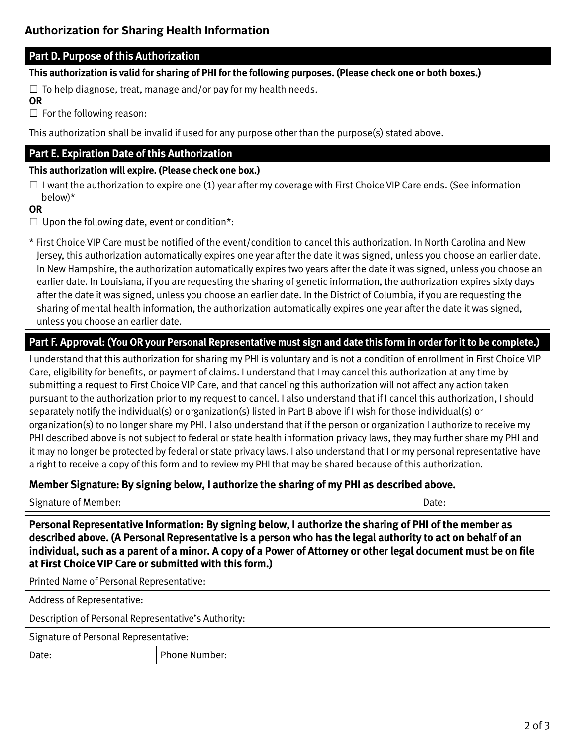## Authorization for Sharing Health Information

### Part D. Purpose of this Authorization

**This authorization is valid for sharing of PHI for the following purposes. (Please check one or both boxes.)**

☐ To help diagnose, treat, manage and/or pay for my health needs.

**OR**

☐ For the following reason:

This authorization shall be invalid if used for any purpose other than the purpose(s) stated above.

### Part E. Expiration Date of this Authorization

**This authorization will expire. (Please check one box.)**

☐ I want the authorization to expire one (1) year after my coverage with First Choice VIP Care ends. (See information below)*

**OR**

☐ Upon the following date, event or condition*:

* First Choice VIP Care must be notified of the event/condition to cancel this authorization. In North Carolina and New Jersey, this authorization automatically expires one year after the date it was signed, unless you choose an earlier date. In New Hampshire, the authorization automatically expires two years after the date it was signed, unless you choose an earlier date. In Louisiana, if you are requesting the sharing of genetic information, the authorization expires sixty days after the date it was signed, unless you choose an earlier date. In the District of Columbia, if you are requesting the sharing of mental health information, the authorization automatically expires one year after the date it was signed, unless you choose an earlier date.

### Part F. Approval: (You OR your Personal Representative must sign and date this form in order for it to be complete.)

I understand that this authorization for sharing my PHI is voluntary and is not a condition of enrollment in First Choice VIP Care, eligibility for benefits, or payment of claims. I understand that I may cancel this authorization at any time by submitting a request to First Choice VIP Care, and that canceling this authorization will not affect any action taken pursuant to the authorization prior to my request to cancel. I also understand that if I cancel this authorization, I should separately notify the individual(s) or organization(s) listed in Part B above if I wish for those individual(s) or organization(s) to no longer share my PHI. I also understand that if the person or organization I authorize to receive my PHI described above is not subject to federal or state health information privacy laws, they may further share my PHI and it may no longer be protected by federal or state privacy laws. I also understand that I or my personal representative have a right to receive a copy of this form and to review my PHI that may be shared because of this authorization.

**Member Signature: By signing below, I authorize the sharing of my PHI as described above.**

| Signature of Member: | Date: |
|---|---|

**Personal Representative Information: By signing below, I authorize the sharing of PHI of the member as described above. (A Personal Representative is a person who has the legal authority to act on behalf of an individual, such as a parent of a minor. A copy of a Power of Attorney or other legal document must be on file at First Choice VIP Care or submitted with this form.)**

Printed Name of Personal Representative:

Address of Representative:

Description of Personal Representative's Authority:

Signature of Personal Representative:

| Date: | Phone Number: |
|---|---|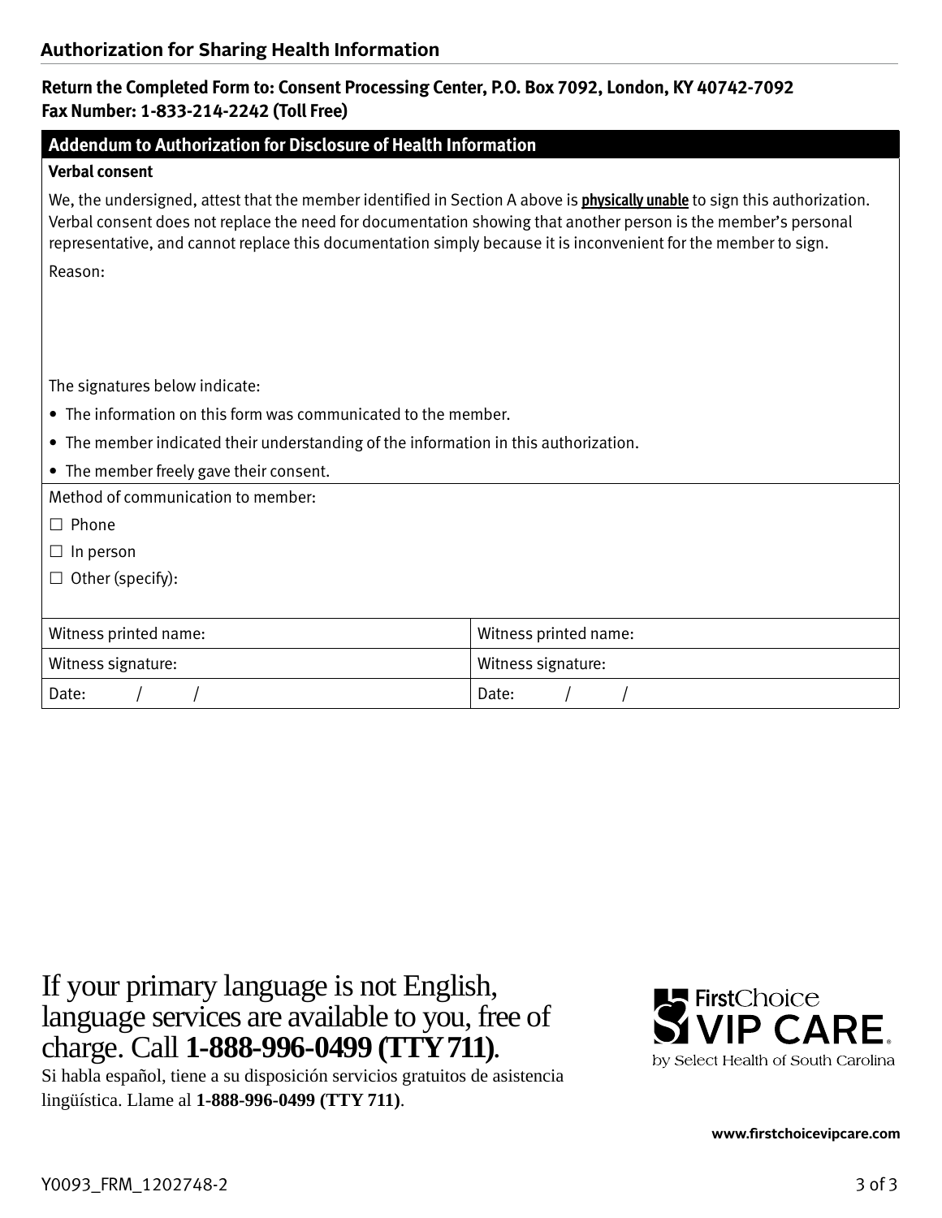## Authorization for Sharing Health Information

**Return the Completed Form to: Consent Processing Center, P.O. Box 7092, London, KY 40742-7092**
**Fax Number: 1-833-214-2242 (Toll Free)**

### Addendum to Authorization for Disclosure of Health Information

**Verbal consent**

We, the undersigned, attest that the member identified in Section A above is **physically unable** to sign this authorization. Verbal consent does not replace the need for documentation showing that another person is the member's personal representative, and cannot replace this documentation simply because it is inconvenient for the member to sign.

Reason:

The signatures below indicate:

- The information on this form was communicated to the member.
- The member indicated their understanding of the information in this authorization.
- The member freely gave their consent.

Method of communication to member:

☐ Phone

☐ In person

☐ Other (specify):

| | |
|---|---|
| Witness printed name: | Witness printed name: |
| Witness signature: | Witness signature: |
| Date: / / | Date: / / |

If your primary language is not English, language services are available to you, free of charge. Call **1-888-996-0499 (TTY 711)**.

Si habla español, tiene a su disposición servicios gratuitos de asistencia lingüística. Llame al **1-888-996-0499 (TTY 711)**.

First Choice VIP CARE by Select Health of South Carolina

**www.firstchoicevipcare.com**

Y0093_FRM_1202748-2